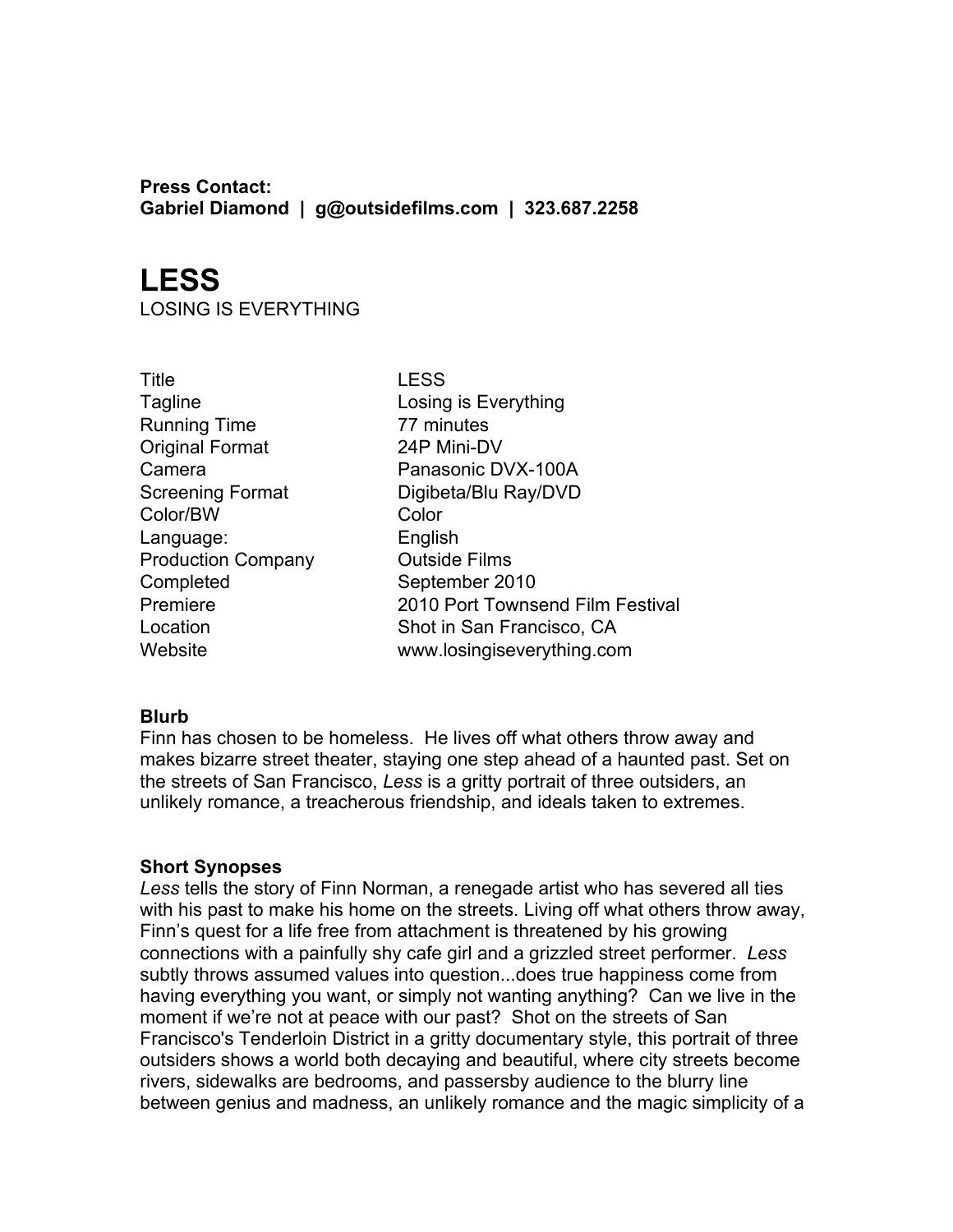**Press Contact:**
**Gabriel Diamond | g@outsidefilms.com | 323.687.2258**

# LESS

LOSING IS EVERYTHING

| | |
|---|---|
| Title | LESS |
| Tagline | Losing is Everything |
| Running Time | 77 minutes |
| Original Format | 24P Mini-DV |
| Camera | Panasonic DVX-100A |
| Screening Format | Digibeta/Blu Ray/DVD |
| Color/BW | Color |
| Language: | English |
| Production Company | Outside Films |
| Completed | September 2010 |
| Premiere | 2010 Port Townsend Film Festival |
| Location | Shot in San Francisco, CA |
| Website | www.losingiseverything.com |

**Blurb**

Finn has chosen to be homeless. He lives off what others throw away and makes bizarre street theater, staying one step ahead of a haunted past. Set on the streets of San Francisco, *Less* is a gritty portrait of three outsiders, an unlikely romance, a treacherous friendship, and ideals taken to extremes.

**Short Synopses**

*Less* tells the story of Finn Norman, a renegade artist who has severed all ties with his past to make his home on the streets. Living off what others throw away, Finn's quest for a life free from attachment is threatened by his growing connections with a painfully shy cafe girl and a grizzled street performer. *Less* subtly throws assumed values into question...does true happiness come from having everything you want, or simply not wanting anything? Can we live in the moment if we're not at peace with our past? Shot on the streets of San Francisco's Tenderloin District in a gritty documentary style, this portrait of three outsiders shows a world both decaying and beautiful, where city streets become rivers, sidewalks are bedrooms, and passersby audience to the blurry line between genius and madness, an unlikely romance and the magic simplicity of a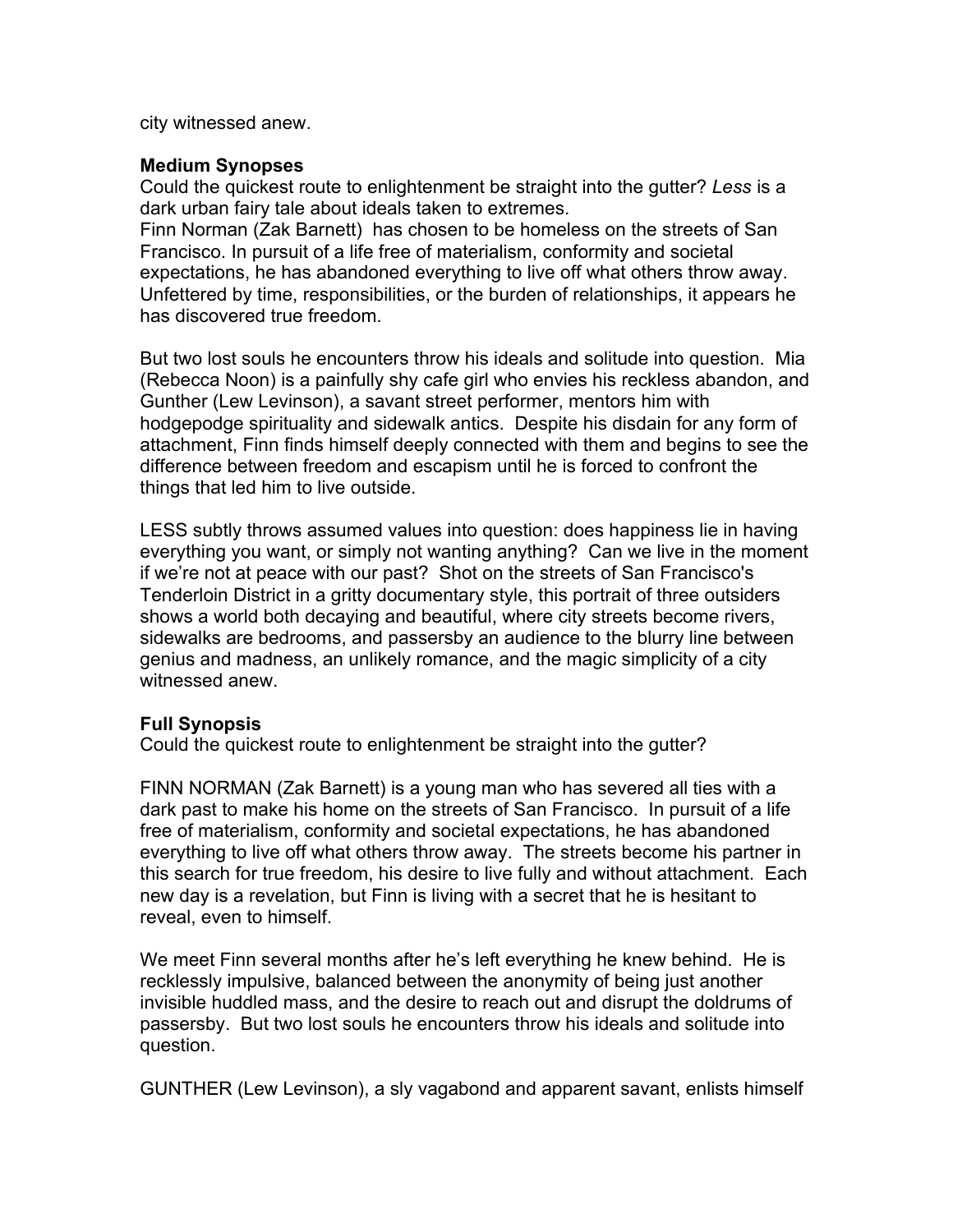city witnessed anew.

**Medium Synopses**

Could the quickest route to enlightenment be straight into the gutter? *Less* is a dark urban fairy tale about ideals taken to extremes.

Finn Norman (Zak Barnett) has chosen to be homeless on the streets of San Francisco. In pursuit of a life free of materialism, conformity and societal expectations, he has abandoned everything to live off what others throw away. Unfettered by time, responsibilities, or the burden of relationships, it appears he has discovered true freedom.

But two lost souls he encounters throw his ideals and solitude into question. Mia (Rebecca Noon) is a painfully shy cafe girl who envies his reckless abandon, and Gunther (Lew Levinson), a savant street performer, mentors him with hodgepodge spirituality and sidewalk antics. Despite his disdain for any form of attachment, Finn finds himself deeply connected with them and begins to see the difference between freedom and escapism until he is forced to confront the things that led him to live outside.

LESS subtly throws assumed values into question: does happiness lie in having everything you want, or simply not wanting anything? Can we live in the moment if we're not at peace with our past? Shot on the streets of San Francisco's Tenderloin District in a gritty documentary style, this portrait of three outsiders shows a world both decaying and beautiful, where city streets become rivers, sidewalks are bedrooms, and passersby an audience to the blurry line between genius and madness, an unlikely romance, and the magic simplicity of a city witnessed anew.

**Full Synopsis**

Could the quickest route to enlightenment be straight into the gutter?

FINN NORMAN (Zak Barnett) is a young man who has severed all ties with a dark past to make his home on the streets of San Francisco. In pursuit of a life free of materialism, conformity and societal expectations, he has abandoned everything to live off what others throw away. The streets become his partner in this search for true freedom, his desire to live fully and without attachment. Each new day is a revelation, but Finn is living with a secret that he is hesitant to reveal, even to himself.

We meet Finn several months after he's left everything he knew behind. He is recklessly impulsive, balanced between the anonymity of being just another invisible huddled mass, and the desire to reach out and disrupt the doldrums of passersby. But two lost souls he encounters throw his ideals and solitude into question.

GUNTHER (Lew Levinson), a sly vagabond and apparent savant, enlists himself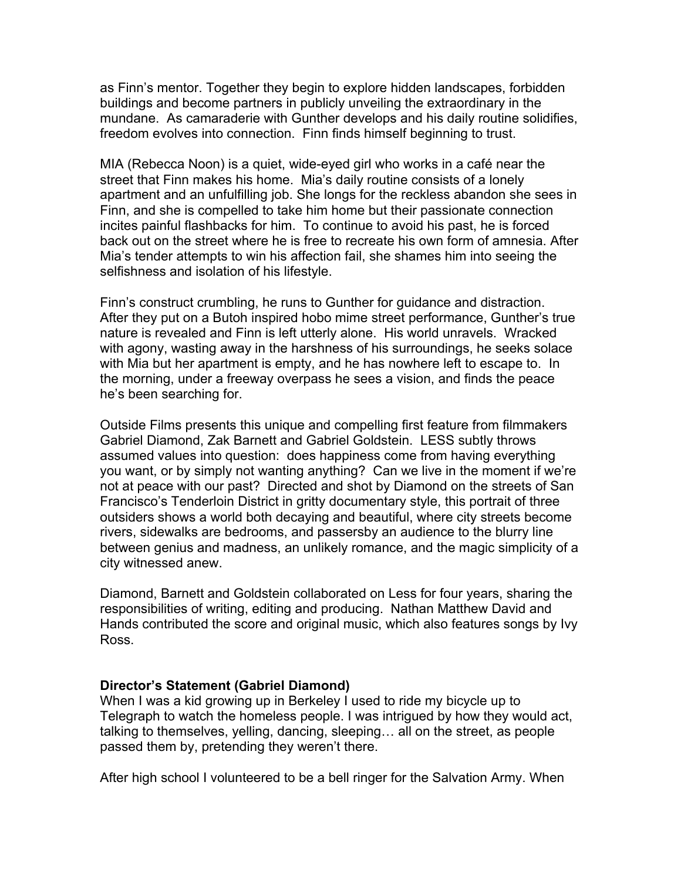as Finn's mentor. Together they begin to explore hidden landscapes, forbidden buildings and become partners in publicly unveiling the extraordinary in the mundane. As camaraderie with Gunther develops and his daily routine solidifies, freedom evolves into connection. Finn finds himself beginning to trust.

MIA (Rebecca Noon) is a quiet, wide-eyed girl who works in a café near the street that Finn makes his home. Mia's daily routine consists of a lonely apartment and an unfulfilling job. She longs for the reckless abandon she sees in Finn, and she is compelled to take him home but their passionate connection incites painful flashbacks for him. To continue to avoid his past, he is forced back out on the street where he is free to recreate his own form of amnesia. After Mia's tender attempts to win his affection fail, she shames him into seeing the selfishness and isolation of his lifestyle.

Finn's construct crumbling, he runs to Gunther for guidance and distraction. After they put on a Butoh inspired hobo mime street performance, Gunther's true nature is revealed and Finn is left utterly alone. His world unravels. Wracked with agony, wasting away in the harshness of his surroundings, he seeks solace with Mia but her apartment is empty, and he has nowhere left to escape to. In the morning, under a freeway overpass he sees a vision, and finds the peace he's been searching for.

Outside Films presents this unique and compelling first feature from filmmakers Gabriel Diamond, Zak Barnett and Gabriel Goldstein. LESS subtly throws assumed values into question: does happiness come from having everything you want, or by simply not wanting anything? Can we live in the moment if we're not at peace with our past? Directed and shot by Diamond on the streets of San Francisco's Tenderloin District in gritty documentary style, this portrait of three outsiders shows a world both decaying and beautiful, where city streets become rivers, sidewalks are bedrooms, and passersby an audience to the blurry line between genius and madness, an unlikely romance, and the magic simplicity of a city witnessed anew.

Diamond, Barnett and Goldstein collaborated on Less for four years, sharing the responsibilities of writing, editing and producing. Nathan Matthew David and Hands contributed the score and original music, which also features songs by Ivy Ross.

**Director's Statement (Gabriel Diamond)**

When I was a kid growing up in Berkeley I used to ride my bicycle up to Telegraph to watch the homeless people. I was intrigued by how they would act, talking to themselves, yelling, dancing, sleeping… all on the street, as people passed them by, pretending they weren't there.

After high school I volunteered to be a bell ringer for the Salvation Army. When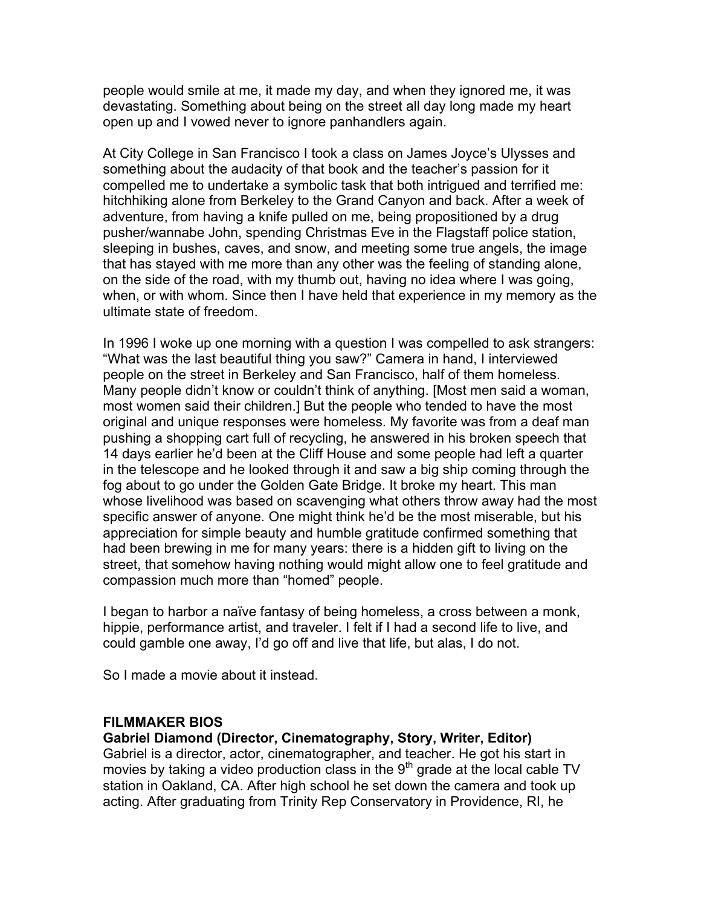people would smile at me, it made my day, and when they ignored me, it was devastating. Something about being on the street all day long made my heart open up and I vowed never to ignore panhandlers again.

At City College in San Francisco I took a class on James Joyce's Ulysses and something about the audacity of that book and the teacher's passion for it compelled me to undertake a symbolic task that both intrigued and terrified me: hitchhiking alone from Berkeley to the Grand Canyon and back. After a week of adventure, from having a knife pulled on me, being propositioned by a drug pusher/wannabe John, spending Christmas Eve in the Flagstaff police station, sleeping in bushes, caves, and snow, and meeting some true angels, the image that has stayed with me more than any other was the feeling of standing alone, on the side of the road, with my thumb out, having no idea where I was going, when, or with whom. Since then I have held that experience in my memory as the ultimate state of freedom.

In 1996 I woke up one morning with a question I was compelled to ask strangers: "What was the last beautiful thing you saw?" Camera in hand, I interviewed people on the street in Berkeley and San Francisco, half of them homeless. Many people didn't know or couldn't think of anything. [Most men said a woman, most women said their children.] But the people who tended to have the most original and unique responses were homeless. My favorite was from a deaf man pushing a shopping cart full of recycling, he answered in his broken speech that 14 days earlier he'd been at the Cliff House and some people had left a quarter in the telescope and he looked through it and saw a big ship coming through the fog about to go under the Golden Gate Bridge. It broke my heart. This man whose livelihood was based on scavenging what others throw away had the most specific answer of anyone. One might think he'd be the most miserable, but his appreciation for simple beauty and humble gratitude confirmed something that had been brewing in me for many years: there is a hidden gift to living on the street, that somehow having nothing would might allow one to feel gratitude and compassion much more than "homed" people.

I began to harbor a naïve fantasy of being homeless, a cross between a monk, hippie, performance artist, and traveler. I felt if I had a second life to live, and could gamble one away, I'd go off and live that life, but alas, I do not.

So I made a movie about it instead.

## FILMMAKER BIOS

### Gabriel Diamond (Director, Cinematography, Story, Writer, Editor)

Gabriel is a director, actor, cinematographer, and teacher. He got his start in movies by taking a video production class in the 9th grade at the local cable TV station in Oakland, CA. After high school he set down the camera and took up acting. After graduating from Trinity Rep Conservatory in Providence, RI, he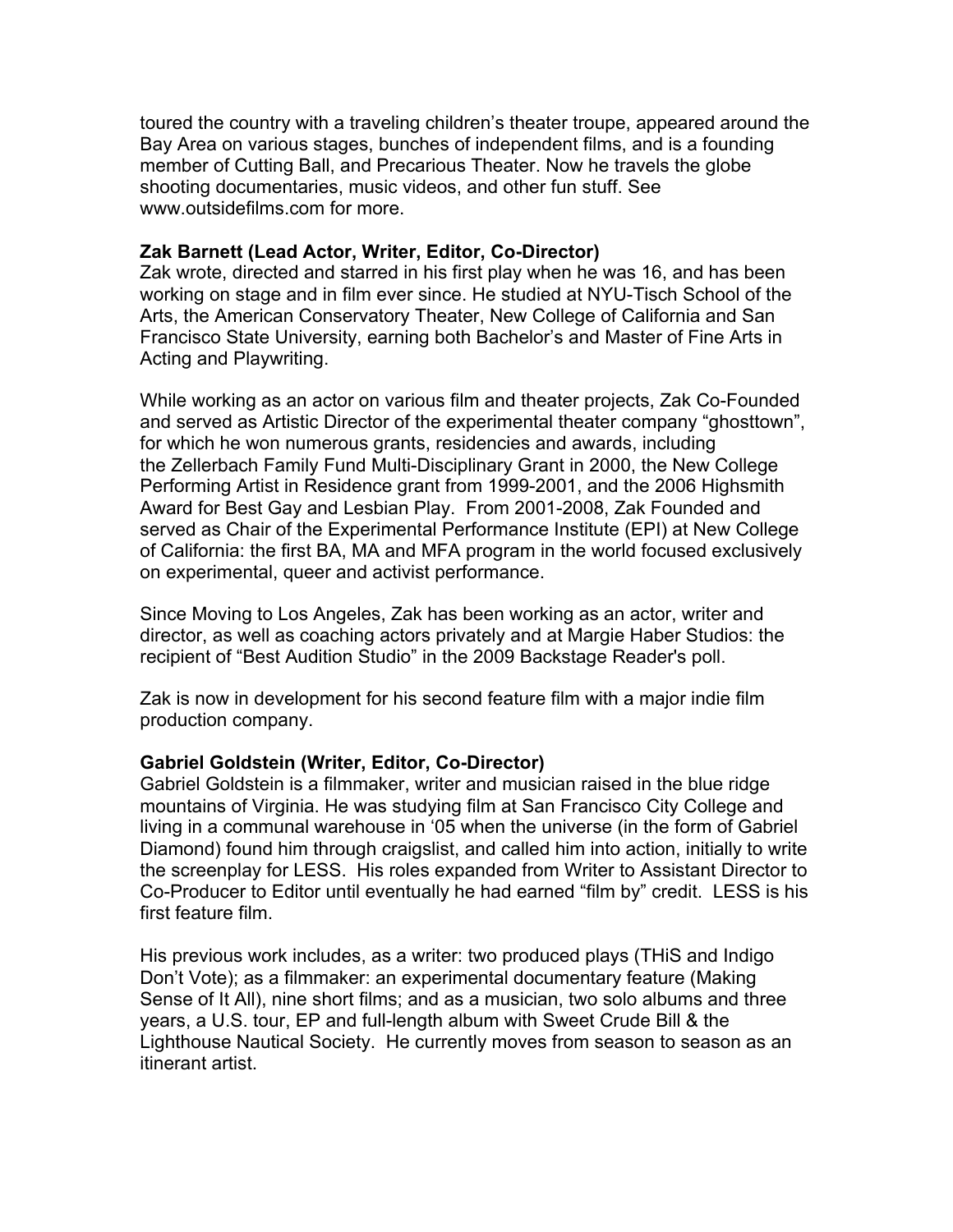toured the country with a traveling children's theater troupe, appeared around the Bay Area on various stages, bunches of independent films, and is a founding member of Cutting Ball, and Precarious Theater. Now he travels the globe shooting documentaries, music videos, and other fun stuff. See www.outsidefilms.com for more.

**Zak Barnett (Lead Actor, Writer, Editor, Co-Director)**
Zak wrote, directed and starred in his first play when he was 16, and has been working on stage and in film ever since. He studied at NYU-Tisch School of the Arts, the American Conservatory Theater, New College of California and San Francisco State University, earning both Bachelor's and Master of Fine Arts in Acting and Playwriting.

While working as an actor on various film and theater projects, Zak Co-Founded and served as Artistic Director of the experimental theater company "ghosttown", for which he won numerous grants, residencies and awards, including the Zellerbach Family Fund Multi-Disciplinary Grant in 2000, the New College Performing Artist in Residence grant from 1999-2001, and the 2006 Highsmith Award for Best Gay and Lesbian Play. From 2001-2008, Zak Founded and served as Chair of the Experimental Performance Institute (EPI) at New College of California: the first BA, MA and MFA program in the world focused exclusively on experimental, queer and activist performance.

Since Moving to Los Angeles, Zak has been working as an actor, writer and director, as well as coaching actors privately and at Margie Haber Studios: the recipient of "Best Audition Studio" in the 2009 Backstage Reader's poll.

Zak is now in development for his second feature film with a major indie film production company.

**Gabriel Goldstein (Writer, Editor, Co-Director)**
Gabriel Goldstein is a filmmaker, writer and musician raised in the blue ridge mountains of Virginia. He was studying film at San Francisco City College and living in a communal warehouse in '05 when the universe (in the form of Gabriel Diamond) found him through craigslist, and called him into action, initially to write the screenplay for LESS. His roles expanded from Writer to Assistant Director to Co-Producer to Editor until eventually he had earned "film by" credit. LESS is his first feature film.

His previous work includes, as a writer: two produced plays (THiS and Indigo Don't Vote); as a filmmaker: an experimental documentary feature (Making Sense of It All), nine short films; and as a musician, two solo albums and three years, a U.S. tour, EP and full-length album with Sweet Crude Bill & the Lighthouse Nautical Society. He currently moves from season to season as an itinerant artist.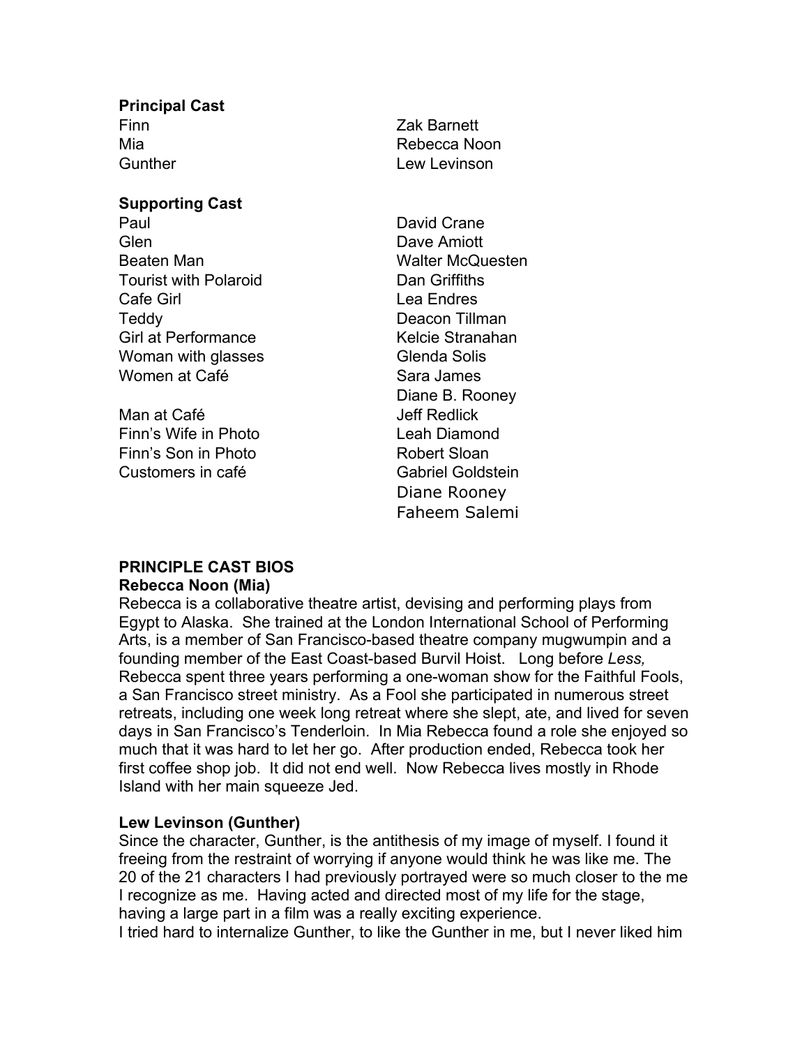**Principal Cast**

| | |
|---|---|
| Finn | Zak Barnett |
| Mia | Rebecca Noon |
| Gunther | Lew Levinson |

**Supporting Cast**

| | |
|---|---|
| Paul | David Crane |
| Glen | Dave Amiott |
| Beaten Man | Walter McQuesten |
| Tourist with Polaroid | Dan Griffiths |
| Cafe Girl | Lea Endres |
| Teddy | Deacon Tillman |
| Girl at Performance | Kelcie Stranahan |
| Woman with glasses | Glenda Solis |
| Women at Café | Sara James |
| | Diane B. Rooney |
| Man at Café | Jeff Redlick |
| Finn's Wife in Photo | Leah Diamond |
| Finn's Son in Photo | Robert Sloan |
| Customers in café | Gabriel Goldstein |
| | Diane Rooney |
| | Faheem Salemi |

## PRINCIPLE CAST BIOS

**Rebecca Noon (Mia)**

Rebecca is a collaborative theatre artist, devising and performing plays from Egypt to Alaska. She trained at the London International School of Performing Arts, is a member of San Francisco-based theatre company mugwumpin and a founding member of the East Coast-based Burvil Hoist. Long before *Less,* Rebecca spent three years performing a one-woman show for the Faithful Fools, a San Francisco street ministry. As a Fool she participated in numerous street retreats, including one week long retreat where she slept, ate, and lived for seven days in San Francisco's Tenderloin. In Mia Rebecca found a role she enjoyed so much that it was hard to let her go. After production ended, Rebecca took her first coffee shop job. It did not end well. Now Rebecca lives mostly in Rhode Island with her main squeeze Jed.

**Lew Levinson (Gunther)**

Since the character, Gunther, is the antithesis of my image of myself. I found it freeing from the restraint of worrying if anyone would think he was like me. The 20 of the 21 characters I had previously portrayed were so much closer to the me I recognize as me. Having acted and directed most of my life for the stage, having a large part in a film was a really exciting experience.

I tried hard to internalize Gunther, to like the Gunther in me, but I never liked him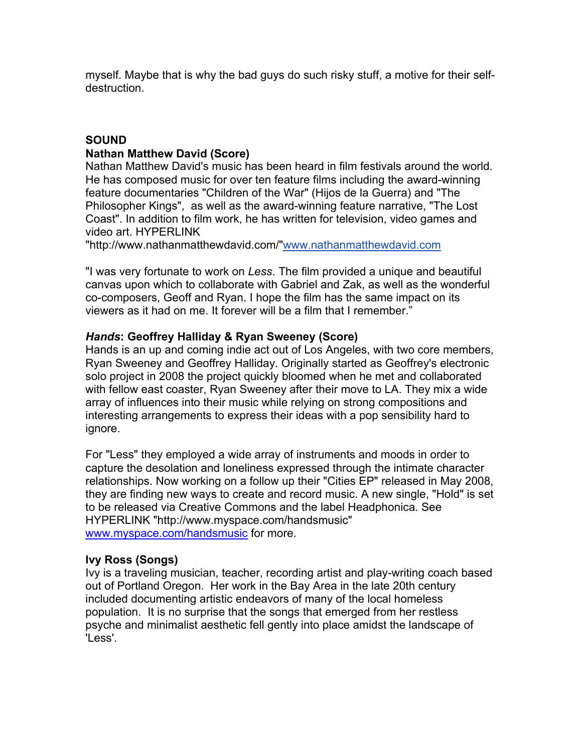myself. Maybe that is why the bad guys do such risky stuff, a motive for their self-destruction.

## SOUND

### Nathan Matthew David (Score)

Nathan Matthew David's music has been heard in film festivals around the world. He has composed music for over ten feature films including the award-winning feature documentaries "Children of the War" (Hijos de la Guerra) and "The Philosopher Kings", as well as the award-winning feature narrative, "The Lost Coast". In addition to film work, he has written for television, video games and video art. HYPERLINK "http://www.nathanmatthewdavid.com/"www.nathanmatthewdavid.com

"I was very fortunate to work on *Less*. The film provided a unique and beautiful canvas upon which to collaborate with Gabriel and Zak, as well as the wonderful co-composers, Geoff and Ryan. I hope the film has the same impact on its viewers as it had on me. It forever will be a film that I remember."

### *Hands*: Geoffrey Halliday & Ryan Sweeney (Score)

Hands is an up and coming indie act out of Los Angeles, with two core members, Ryan Sweeney and Geoffrey Halliday. Originally started as Geoffrey's electronic solo project in 2008 the project quickly bloomed when he met and collaborated with fellow east coaster, Ryan Sweeney after their move to LA. They mix a wide array of influences into their music while relying on strong compositions and interesting arrangements to express their ideas with a pop sensibility hard to ignore.

For "Less" they employed a wide array of instruments and moods in order to capture the desolation and loneliness expressed through the intimate character relationships. Now working on a follow up their "Cities EP" released in May 2008, they are finding new ways to create and record music. A new single, "Hold" is set to be released via Creative Commons and the label Headphonica. See HYPERLINK "http://www.myspace.com/handsmusic" www.myspace.com/handsmusic for more.

### Ivy Ross (Songs)

Ivy is a traveling musician, teacher, recording artist and play-writing coach based out of Portland Oregon. Her work in the Bay Area in the late 20th century included documenting artistic endeavors of many of the local homeless population. It is no surprise that the songs that emerged from her restless psyche and minimalist aesthetic fell gently into place amidst the landscape of 'Less'.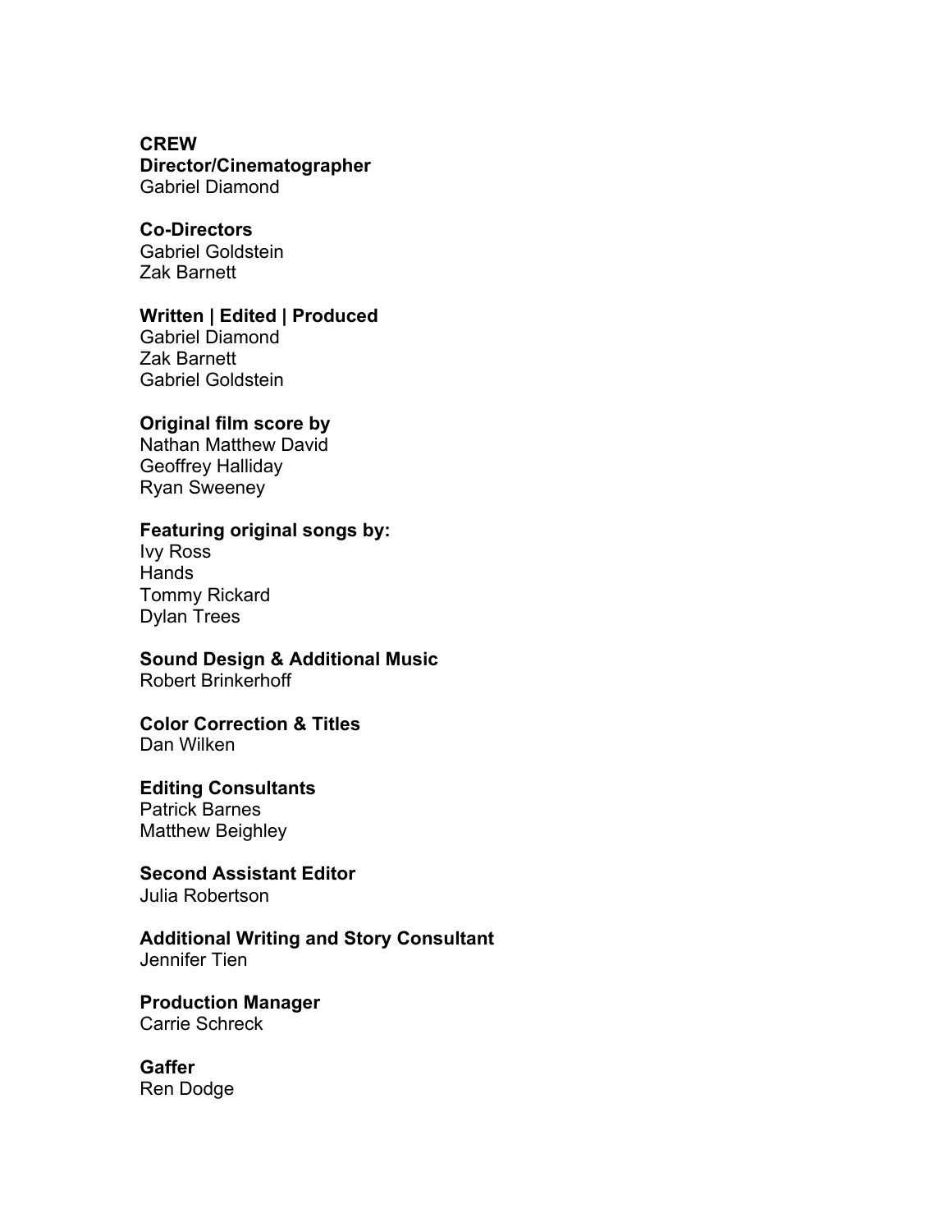**CREW**

**Director/Cinematographer**
Gabriel Diamond

**Co-Directors**
Gabriel Goldstein
Zak Barnett

**Written | Edited | Produced**
Gabriel Diamond
Zak Barnett
Gabriel Goldstein

**Original film score by**
Nathan Matthew David
Geoffrey Halliday
Ryan Sweeney

**Featuring original songs by:**
Ivy Ross
Hands
Tommy Rickard
Dylan Trees

**Sound Design & Additional Music**
Robert Brinkerhoff

**Color Correction & Titles**
Dan Wilken

**Editing Consultants**
Patrick Barnes
Matthew Beighley

**Second Assistant Editor**
Julia Robertson

**Additional Writing and Story Consultant**
Jennifer Tien

**Production Manager**
Carrie Schreck

**Gaffer**
Ren Dodge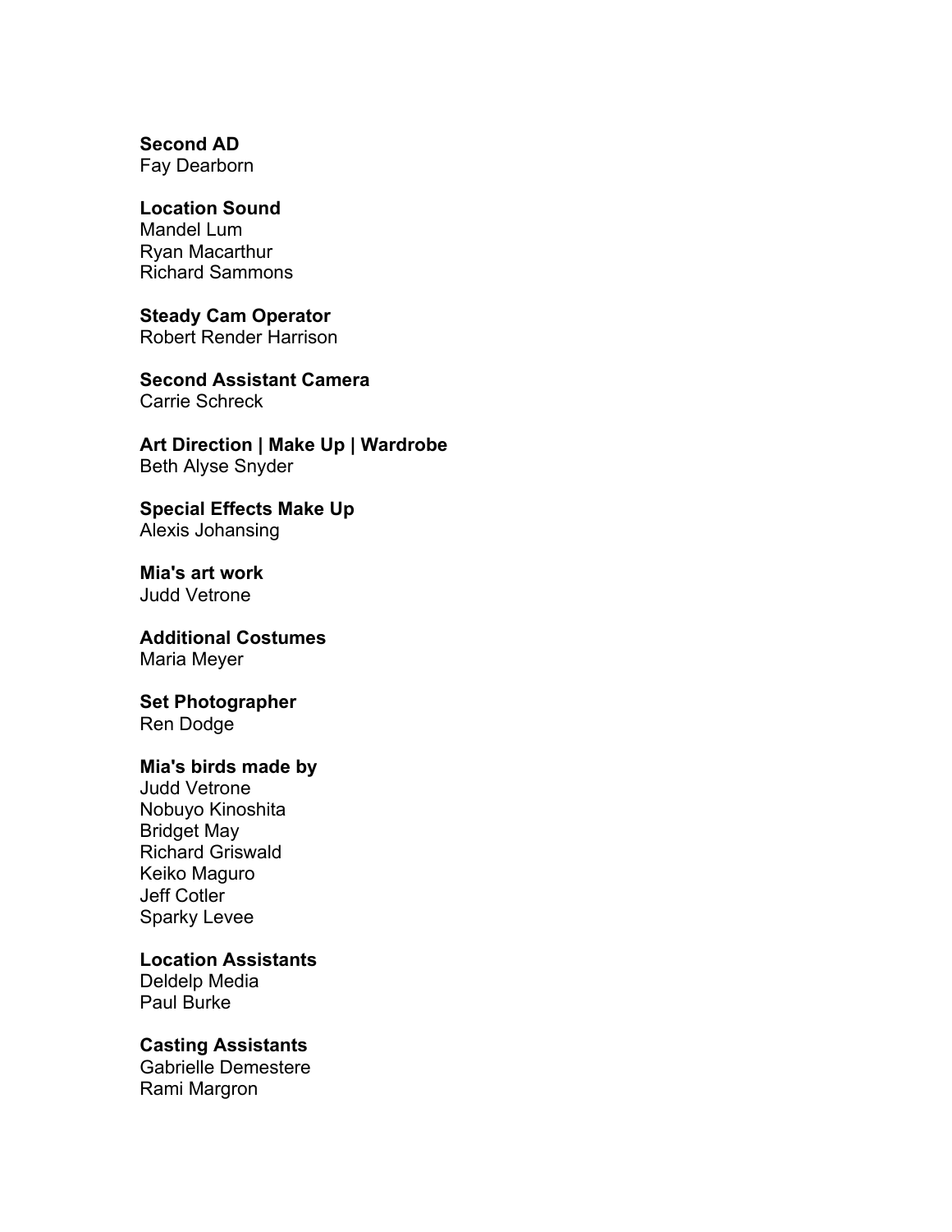**Second AD**
Fay Dearborn

**Location Sound**
Mandel Lum
Ryan Macarthur
Richard Sammons

**Steady Cam Operator**
Robert Render Harrison

**Second Assistant Camera**
Carrie Schreck

**Art Direction | Make Up | Wardrobe**
Beth Alyse Snyder

**Special Effects Make Up**
Alexis Johansing

**Mia's art work**
Judd Vetrone

**Additional Costumes**
Maria Meyer

**Set Photographer**
Ren Dodge

**Mia's birds made by**
Judd Vetrone
Nobuyo Kinoshita
Bridget May
Richard Griswald
Keiko Maguro
Jeff Cotler
Sparky Levee

**Location Assistants**
Deldelp Media
Paul Burke

**Casting Assistants**
Gabrielle Demestere
Rami Margron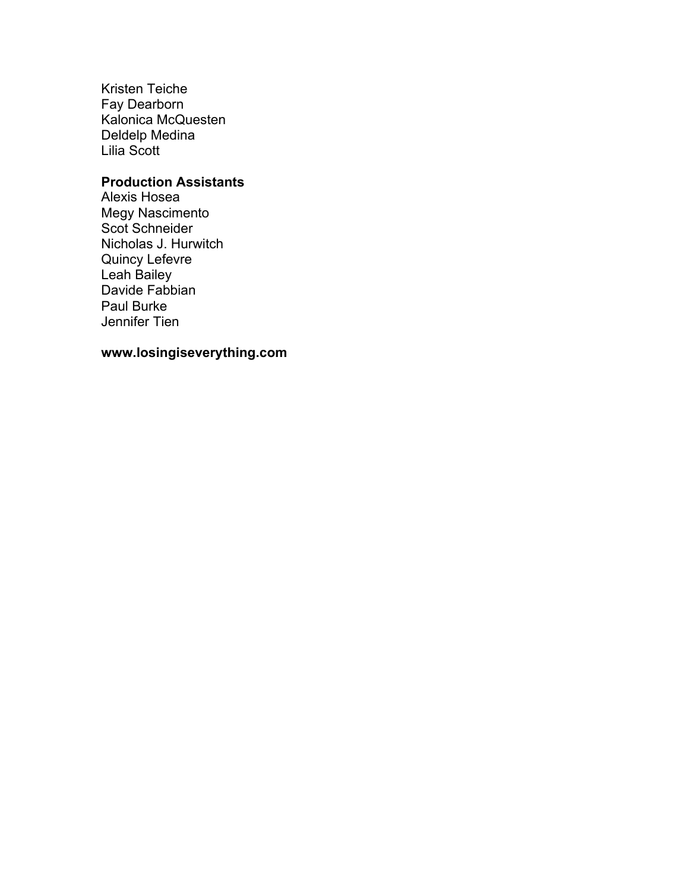Kristen Teiche
Fay Dearborn
Kalonica McQuesten
Deldelp Medina
Lilia Scott

**Production Assistants**
Alexis Hosea
Megy Nascimento
Scot Schneider
Nicholas J. Hurwitch
Quincy Lefevre
Leah Bailey
Davide Fabbian
Paul Burke
Jennifer Tien

**www.losingiseverything.com**